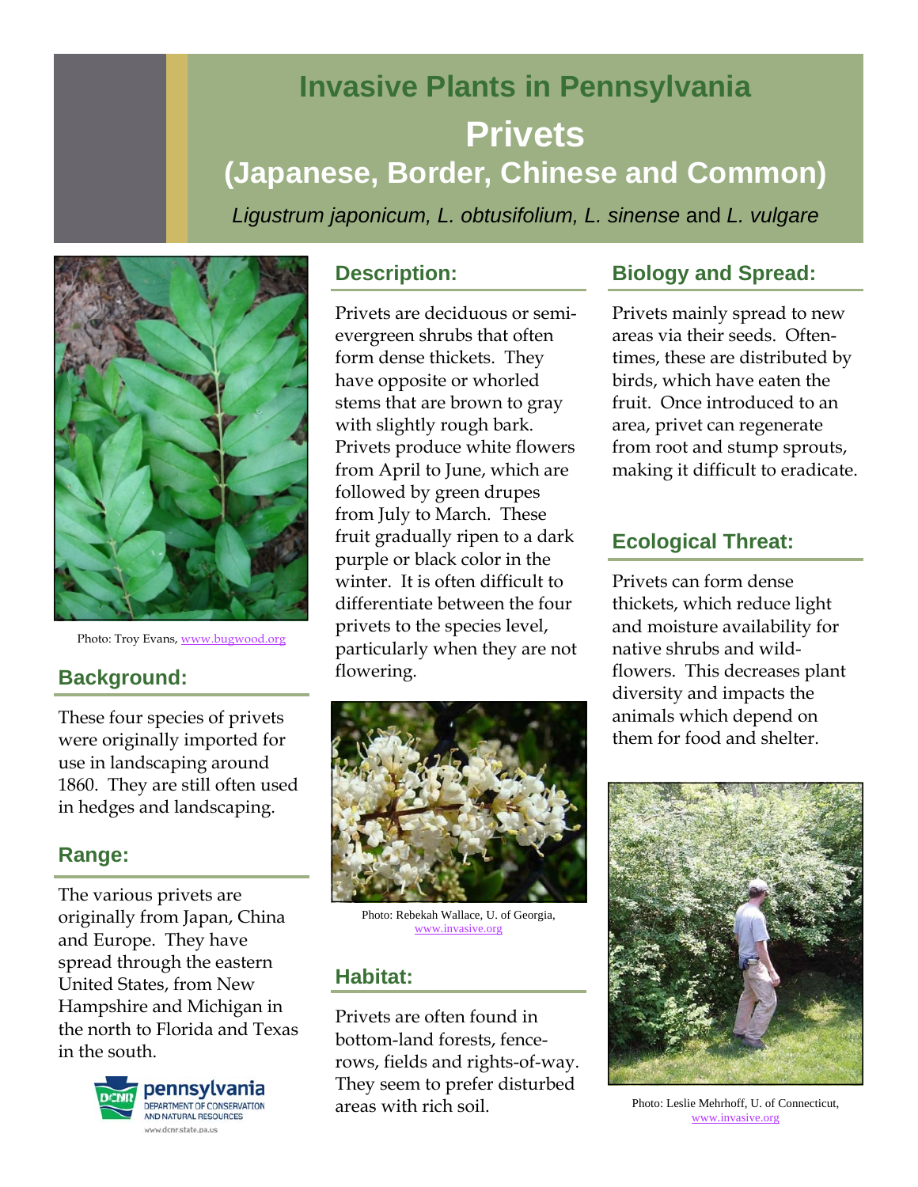# Invasive Plants in Pennsylvania

# Privets

## (Japanese, Border, Chinese and Common)

*Ligustrum japonicum, L. obtusifolium, L. sinense* and *L. vulgare*

Photo: Troy Evans, www.bugwood.org

## Background:

These four species of privets were originally imported for use in landscaping around 1860. They are still often used in hedges and landscaping.

## Range:

The various privets are originally from Japan, China and Europe. They have spread through the eastern United States, from New Hampshire and Michigan in the north to Florida and Texas in the south.

## Description:

Privets are deciduous or semi-evergreen shrubs that often form dense thickets. They have opposite or whorled stems that are brown to gray with slightly rough bark. Privets produce white flowers from April to June, which are followed by green drupes from July to March. These fruit gradually ripen to a dark purple or black color in the winter. It is often difficult to differentiate between the four privets to the species level, particularly when they are not flowering.

Photo: Rebekah Wallace, U. of Georgia, www.invasive.org

## Habitat:

Privets are often found in bottom-land forests, fence-rows, fields and rights-of-way. They seem to prefer disturbed areas with rich soil.

## Biology and Spread:

Privets mainly spread to new areas via their seeds. Oftentimes, these are distributed by birds, which have eaten the fruit. Once introduced to an area, privet can regenerate from root and stump sprouts, making it difficult to eradicate.

## Ecological Threat:

Privets can form dense thickets, which reduce light and moisture availability for native shrubs and wildflowers. This decreases plant diversity and impacts the animals which depend on them for food and shelter.

Photo: Leslie Mehrhoff, U. of Connecticut, www.invasive.org

pennsylvania DEPARTMENT OF CONSERVATION AND NATURAL RESOURCES
www.dcnr.state.pa.us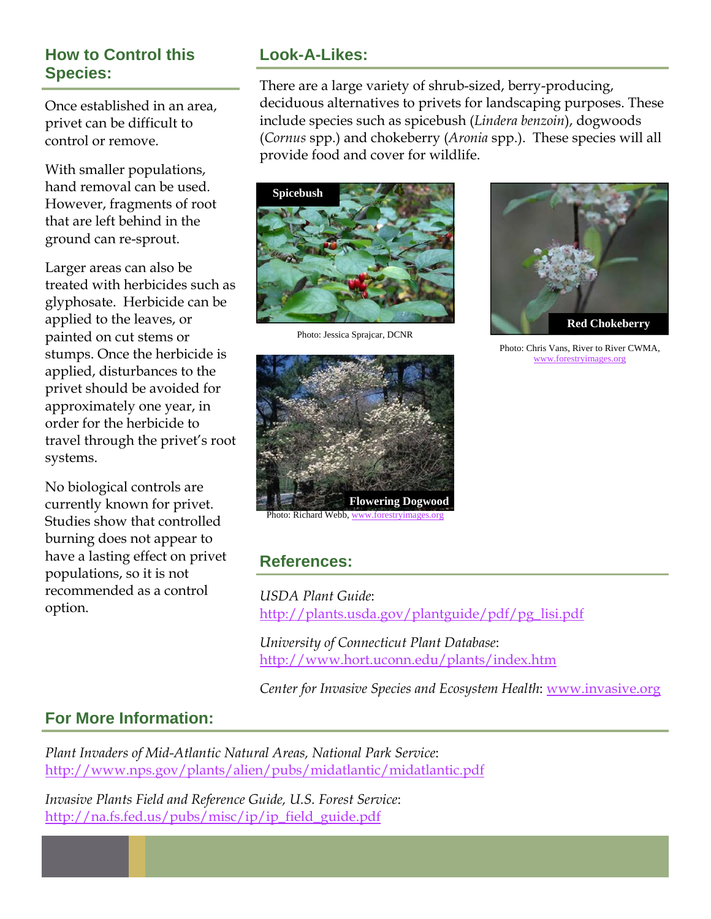## How to Control this Species:

Once established in an area, privet can be difficult to control or remove.

With smaller populations, hand removal can be used. However, fragments of root that are left behind in the ground can re-sprout.

Larger areas can also be treated with herbicides such as glyphosate. Herbicide can be applied to the leaves, or painted on cut stems or stumps. Once the herbicide is applied, disturbances to the privet should be avoided for approximately one year, in order for the herbicide to travel through the privet's root systems.

No biological controls are currently known for privet. Studies show that controlled burning does not appear to have a lasting effect on privet populations, so it is not recommended as a control option.

## Look-A-Likes:

There are a large variety of shrub-sized, berry-producing, deciduous alternatives to privets for landscaping purposes. These include species such as spicebush (*Lindera benzoin*), dogwoods (*Cornus* spp.) and chokeberry (*Aronia* spp.). These species will all provide food and cover for wildlife.

**Spicebush**

Photo: Jessica Sprajcar, DCNR

**Red Chokeberry**

Photo: Chris Vans, River to River CWMA, [www.forestryimages.org](http://www.forestryimages.org)

**Flowering Dogwood**

Photo: Richard Webb, [www.forestryimages.org](http://www.forestryimages.org)

## References:

*USDA Plant Guide*: [http://plants.usda.gov/plantguide/pdf/pg_lisi.pdf](http://plants.usda.gov/plantguide/pdf/pg_lisi.pdf)

*University of Connecticut Plant Database*: [http://www.hort.uconn.edu/plants/index.htm](http://www.hort.uconn.edu/plants/index.htm)

*Center for Invasive Species and Ecosystem Health*: [www.invasive.org](http://www.invasive.org)

## For More Information:

*Plant Invaders of Mid-Atlantic Natural Areas, National Park Service*: [http://www.nps.gov/plants/alien/pubs/midatlantic/midatlantic.pdf](http://www.nps.gov/plants/alien/pubs/midatlantic/midatlantic.pdf)

*Invasive Plants Field and Reference Guide, U.S. Forest Service*: [http://na.fs.fed.us/pubs/misc/ip/ip_field_guide.pdf](http://na.fs.fed.us/pubs/misc/ip/ip_field_guide.pdf)